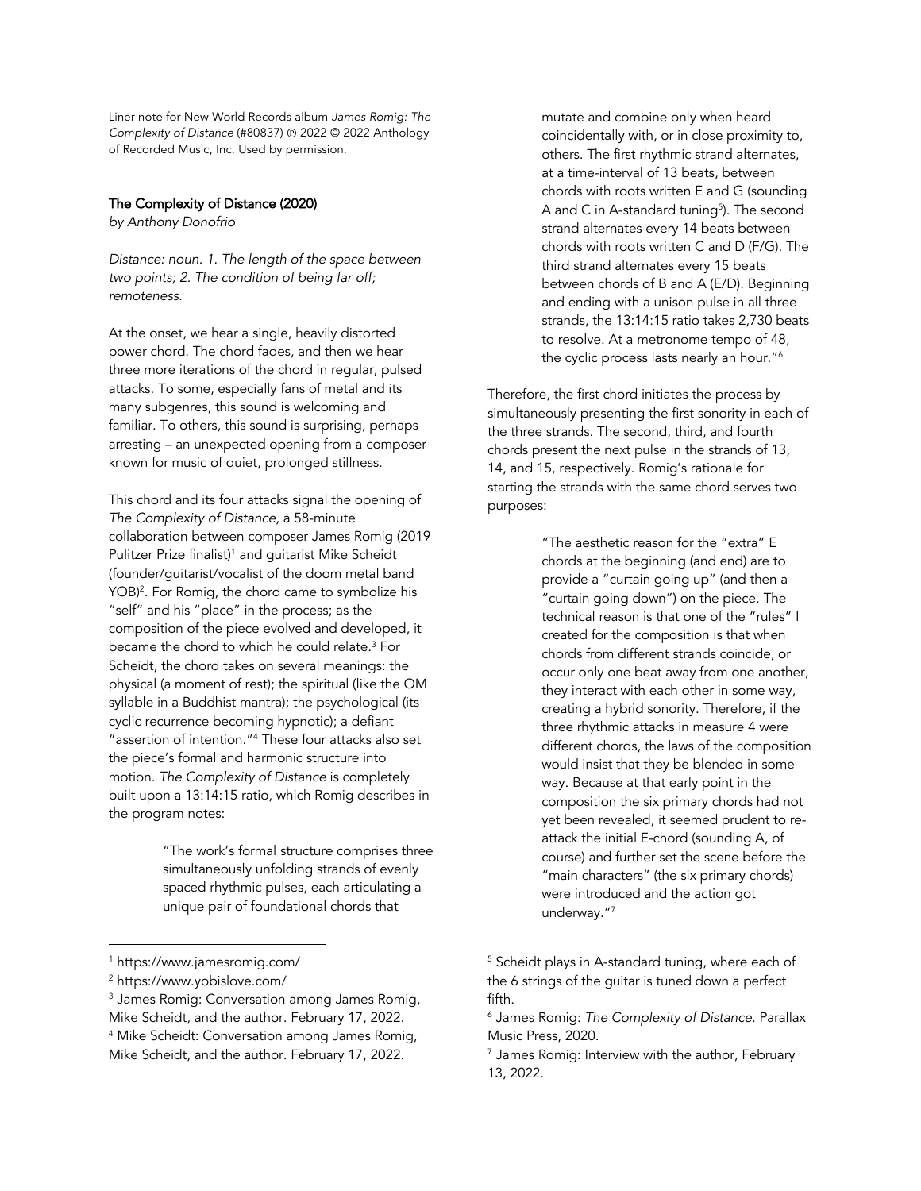Liner note for New World Records album *James Romig: The Complexity of Distance* (#80837) ℗ 2022 © 2022 Anthology of Recorded Music, Inc. Used by permission.

## The Complexity of Distance (2020)

*by Anthony Donofrio*

*Distance: noun. 1. The length of the space between two points; 2. The condition of being far off; remoteness.*

At the onset, we hear a single, heavily distorted power chord. The chord fades, and then we hear three more iterations of the chord in regular, pulsed attacks. To some, especially fans of metal and its many subgenres, this sound is welcoming and familiar. To others, this sound is surprising, perhaps arresting – an unexpected opening from a composer known for music of quiet, prolonged stillness.

This chord and its four attacks signal the opening of *The Complexity of Distance,* a 58-minute collaboration between composer James Romig (2019 Pulitzer Prize finalist)[1] and guitarist Mike Scheidt (founder/guitarist/vocalist of the doom metal band YOB)[2]. For Romig, the chord came to symbolize his "self" and his "place" in the process; as the composition of the piece evolved and developed, it became the chord to which he could relate.[3] For Scheidt, the chord takes on several meanings: the physical (a moment of rest); the spiritual (like the OM syllable in a Buddhist mantra); the psychological (its cyclic recurrence becoming hypnotic); a defiant "assertion of intention."[4] These four attacks also set the piece's formal and harmonic structure into motion. *The Complexity of Distance* is completely built upon a 13:14:15 ratio, which Romig describes in the program notes:

> "The work's formal structure comprises three simultaneously unfolding strands of evenly spaced rhythmic pulses, each articulating a unique pair of foundational chords that mutate and combine only when heard coincidentally with, or in close proximity to, others. The first rhythmic strand alternates, at a time-interval of 13 beats, between chords with roots written E and G (sounding A and C in A-standard tuning[5]). The second strand alternates every 14 beats between chords with roots written C and D (F/G). The third strand alternates every 15 beats between chords of B and A (E/D). Beginning and ending with a unison pulse in all three strands, the 13:14:15 ratio takes 2,730 beats to resolve. At a metronome tempo of 48, the cyclic process lasts nearly an hour."[6]

Therefore, the first chord initiates the process by simultaneously presenting the first sonority in each of the three strands. The second, third, and fourth chords present the next pulse in the strands of 13, 14, and 15, respectively. Romig's rationale for starting the strands with the same chord serves two purposes:

> "The aesthetic reason for the "extra" E chords at the beginning (and end) are to provide a "curtain going up" (and then a "curtain going down") on the piece. The technical reason is that one of the "rules" I created for the composition is that when chords from different strands coincide, or occur only one beat away from one another, they interact with each other in some way, creating a hybrid sonority. Therefore, if the three rhythmic attacks in measure 4 were different chords, the laws of the composition would insist that they be blended in some way. Because at that early point in the composition the six primary chords had not yet been revealed, it seemed prudent to re-attack the initial E-chord (sounding A, of course) and further set the scene before the "main characters" (the six primary chords) were introduced and the action got underway."[7]

---

[1] https://www.jamesromig.com/

[2] https://www.yobislove.com/

[3] James Romig: Conversation among James Romig, Mike Scheidt, and the author. February 17, 2022.

[4] Mike Scheidt: Conversation among James Romig, Mike Scheidt, and the author. February 17, 2022.

[5] Scheidt plays in A-standard tuning, where each of the 6 strings of the guitar is tuned down a perfect fifth.

[6] James Romig: *The Complexity of Distance*. Parallax Music Press, 2020.

[7] James Romig: Interview with the author, February 13, 2022.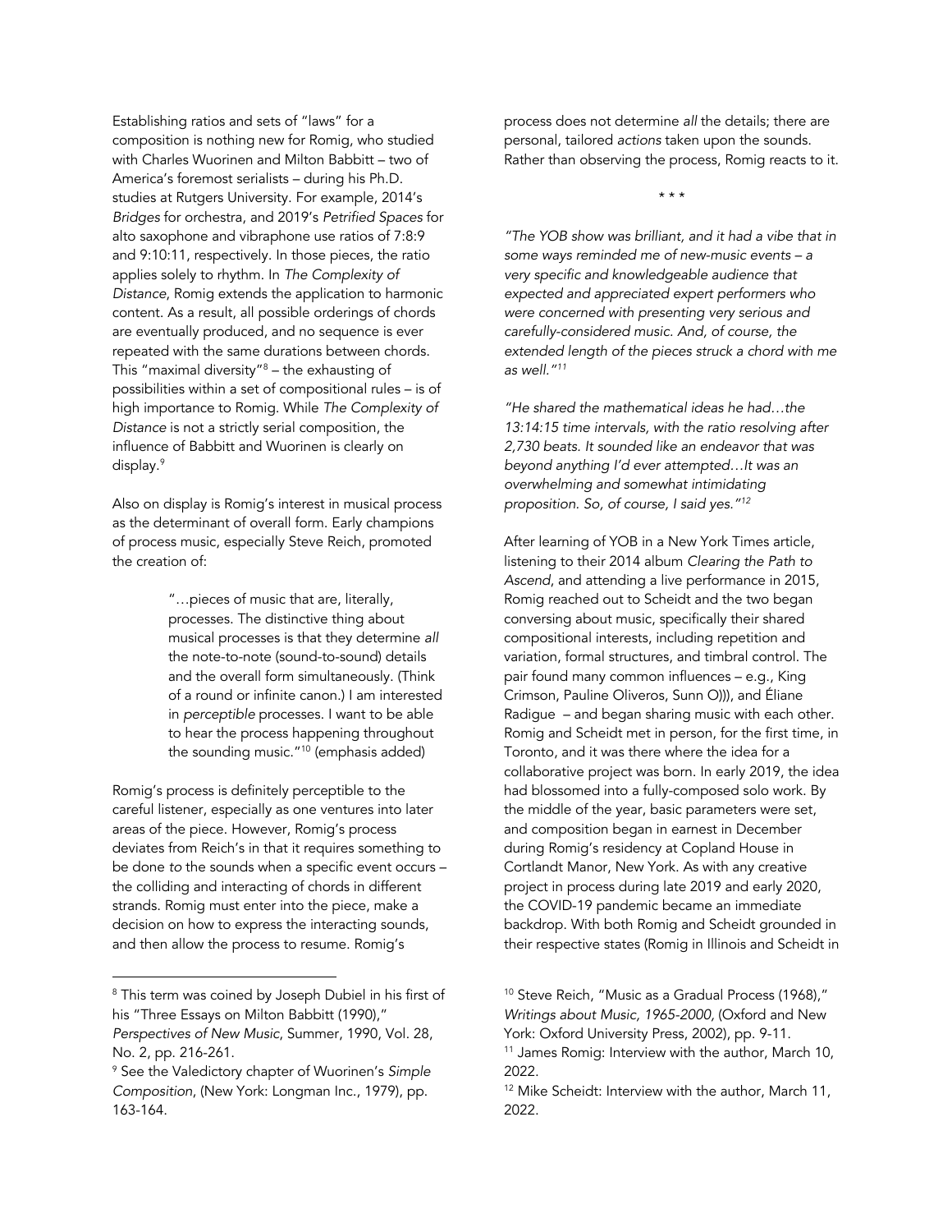Establishing ratios and sets of "laws" for a composition is nothing new for Romig, who studied with Charles Wuorinen and Milton Babbitt – two of America's foremost serialists – during his Ph.D. studies at Rutgers University. For example, 2014's *Bridges* for orchestra, and 2019's *Petrified Spaces* for alto saxophone and vibraphone use ratios of 7:8:9 and 9:10:11, respectively. In those pieces, the ratio applies solely to rhythm. In *The Complexity of Distance*, Romig extends the application to harmonic content. As a result, all possible orderings of chords are eventually produced, and no sequence is ever repeated with the same durations between chords. This "maximal diversity"[8] – the exhausting of possibilities within a set of compositional rules – is of high importance to Romig. While *The Complexity of Distance* is not a strictly serial composition, the influence of Babbitt and Wuorinen is clearly on display.[9]

Also on display is Romig's interest in musical process as the determinant of overall form. Early champions of process music, especially Steve Reich, promoted the creation of:

> "…pieces of music that are, literally, processes. The distinctive thing about musical processes is that they determine *all* the note-to-note (sound-to-sound) details and the overall form simultaneously. (Think of a round or infinite canon.) I am interested in *perceptible* processes. I want to be able to hear the process happening throughout the sounding music."[10] (emphasis added)

Romig's process is definitely perceptible to the careful listener, especially as one ventures into later areas of the piece. However, Romig's process deviates from Reich's in that it requires something to be done *to* the sounds when a specific event occurs – the colliding and interacting of chords in different strands. Romig must enter into the piece, make a decision on how to express the interacting sounds, and then allow the process to resume. Romig's process does not determine *all* the details; there are personal, tailored *actions* taken upon the sounds. Rather than observing the process, Romig reacts to it.

\* \* \*

*"The YOB show was brilliant, and it had a vibe that in some ways reminded me of new-music events – a very specific and knowledgeable audience that expected and appreciated expert performers who were concerned with presenting very serious and carefully-considered music. And, of course, the extended length of the pieces struck a chord with me as well."*[11]

*"He shared the mathematical ideas he had…the 13:14:15 time intervals, with the ratio resolving after 2,730 beats. It sounded like an endeavor that was beyond anything I'd ever attempted…It was an overwhelming and somewhat intimidating proposition. So, of course, I said yes."*[12]

After learning of YOB in a New York Times article, listening to their 2014 album *Clearing the Path to Ascend*, and attending a live performance in 2015, Romig reached out to Scheidt and the two began conversing about music, specifically their shared compositional interests, including repetition and variation, formal structures, and timbral control. The pair found many common influences – e.g., King Crimson, Pauline Oliveros, Sunn O))), and Éliane Radigue – and began sharing music with each other. Romig and Scheidt met in person, for the first time, in Toronto, and it was there where the idea for a collaborative project was born. In early 2019, the idea had blossomed into a fully-composed solo work. By the middle of the year, basic parameters were set, and composition began in earnest in December during Romig's residency at Copland House in Cortlandt Manor, New York. As with any creative project in process during late 2019 and early 2020, the COVID-19 pandemic became an immediate backdrop. With both Romig and Scheidt grounded in their respective states (Romig in Illinois and Scheidt in

---

[8] This term was coined by Joseph Dubiel in his first of his "Three Essays on Milton Babbitt (1990)," *Perspectives of New Music*, Summer, 1990, Vol. 28, No. 2, pp. 216-261.

[9] See the Valedictory chapter of Wuorinen's *Simple Composition*, (New York: Longman Inc., 1979), pp. 163-164.

[10] Steve Reich, "Music as a Gradual Process (1968)," *Writings about Music, 1965-2000*, (Oxford and New York: Oxford University Press, 2002), pp. 9-11.

[11] James Romig: Interview with the author, March 10, 2022.

[12] Mike Scheidt: Interview with the author, March 11, 2022.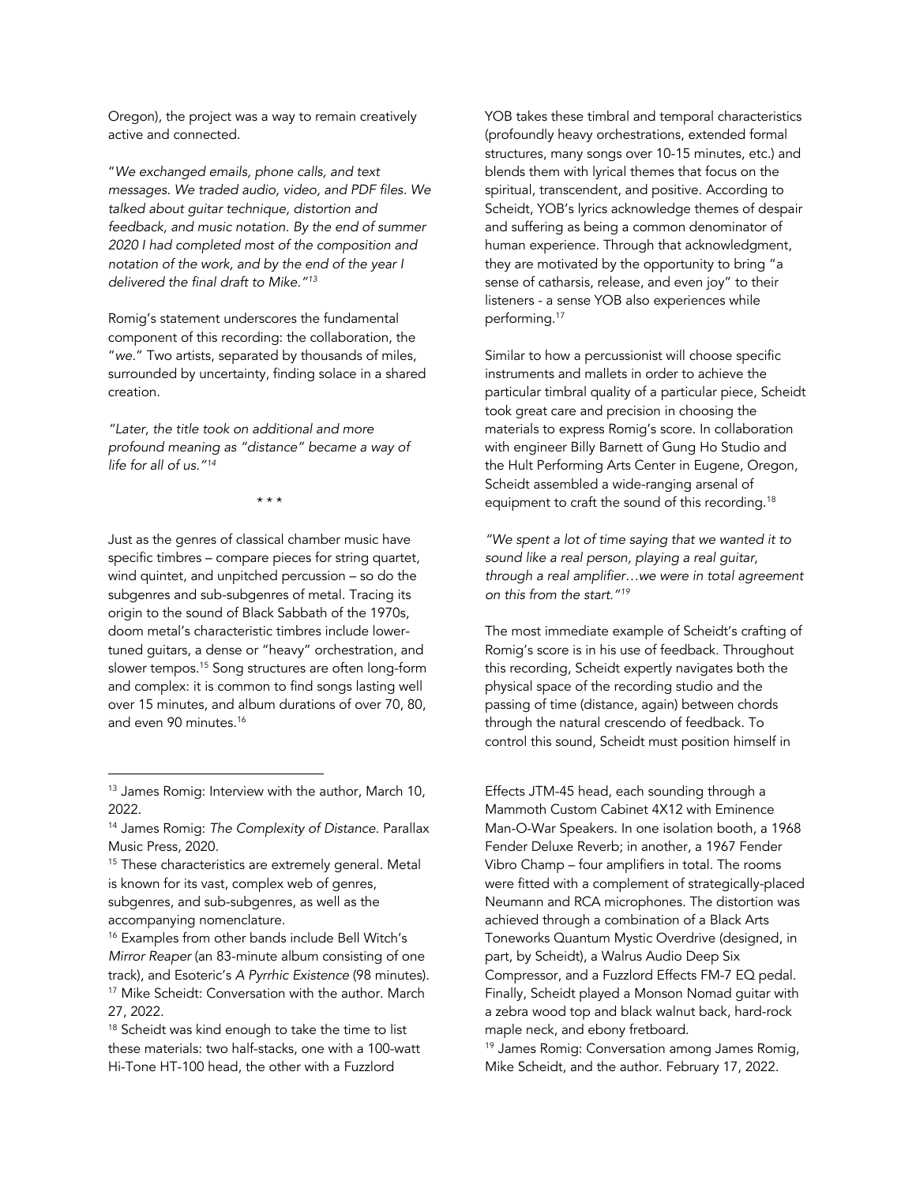Oregon), the project was a way to remain creatively active and connected.

"*We exchanged emails, phone calls, and text messages. We traded audio, video, and PDF files. We talked about guitar technique, distortion and feedback, and music notation. By the end of summer 2020 I had completed most of the composition and notation of the work, and by the end of the year I delivered the final draft to Mike.*"[13]

Romig's statement underscores the fundamental component of this recording: the collaboration, the "*we*." Two artists, separated by thousands of miles, surrounded by uncertainty, finding solace in a shared creation.

*"Later, the title took on additional and more profound meaning as "distance" became a way of life for all of us."*[14]

\* \* \*

Just as the genres of classical chamber music have specific timbres – compare pieces for string quartet, wind quintet, and unpitched percussion – so do the subgenres and sub-subgenres of metal. Tracing its origin to the sound of Black Sabbath of the 1970s, doom metal's characteristic timbres include lower-tuned guitars, a dense or "heavy" orchestration, and slower tempos.[15] Song structures are often long-form and complex: it is common to find songs lasting well over 15 minutes, and album durations of over 70, 80, and even 90 minutes.[16]

YOB takes these timbral and temporal characteristics (profoundly heavy orchestrations, extended formal structures, many songs over 10-15 minutes, etc.) and blends them with lyrical themes that focus on the spiritual, transcendent, and positive. According to Scheidt, YOB's lyrics acknowledge themes of despair and suffering as being a common denominator of human experience. Through that acknowledgment, they are motivated by the opportunity to bring "a sense of catharsis, release, and even joy" to their listeners - a sense YOB also experiences while performing.[17]

Similar to how a percussionist will choose specific instruments and mallets in order to achieve the particular timbral quality of a particular piece, Scheidt took great care and precision in choosing the materials to express Romig's score. In collaboration with engineer Billy Barnett of Gung Ho Studio and the Hult Performing Arts Center in Eugene, Oregon, Scheidt assembled a wide-ranging arsenal of equipment to craft the sound of this recording.[18]

*"We spent a lot of time saying that we wanted it to sound like a real person, playing a real guitar, through a real amplifier…we were in total agreement on this from the start."*[19]

The most immediate example of Scheidt's crafting of Romig's score is in his use of feedback. Throughout this recording, Scheidt expertly navigates both the physical space of the recording studio and the passing of time (distance, again) between chords through the natural crescendo of feedback. To control this sound, Scheidt must position himself in

---

[13] James Romig: Interview with the author, March 10, 2022.

[14] James Romig: *The Complexity of Distance*. Parallax Music Press, 2020.

[15] These characteristics are extremely general. Metal is known for its vast, complex web of genres, subgenres, and sub-subgenres, as well as the accompanying nomenclature.

[16] Examples from other bands include Bell Witch's *Mirror Reaper* (an 83-minute album consisting of one track), and Esoteric's *A Pyrrhic Existence* (98 minutes).

[17] Mike Scheidt: Conversation with the author. March 27, 2022.

[18] Scheidt was kind enough to take the time to list these materials: two half-stacks, one with a 100-watt Hi-Tone HT-100 head, the other with a Fuzzlord Effects JTM-45 head, each sounding through a Mammoth Custom Cabinet 4X12 with Eminence Man-O-War Speakers. In one isolation booth, a 1968 Fender Deluxe Reverb; in another, a 1967 Fender Vibro Champ – four amplifiers in total. The rooms were fitted with a complement of strategically-placed Neumann and RCA microphones. The distortion was achieved through a combination of a Black Arts Toneworks Quantum Mystic Overdrive (designed, in part, by Scheidt), a Walrus Audio Deep Six Compressor, and a Fuzzlord Effects FM-7 EQ pedal. Finally, Scheidt played a Monson Nomad guitar with a zebra wood top and black walnut back, hard-rock maple neck, and ebony fretboard.

[19] James Romig: Conversation among James Romig, Mike Scheidt, and the author. February 17, 2022.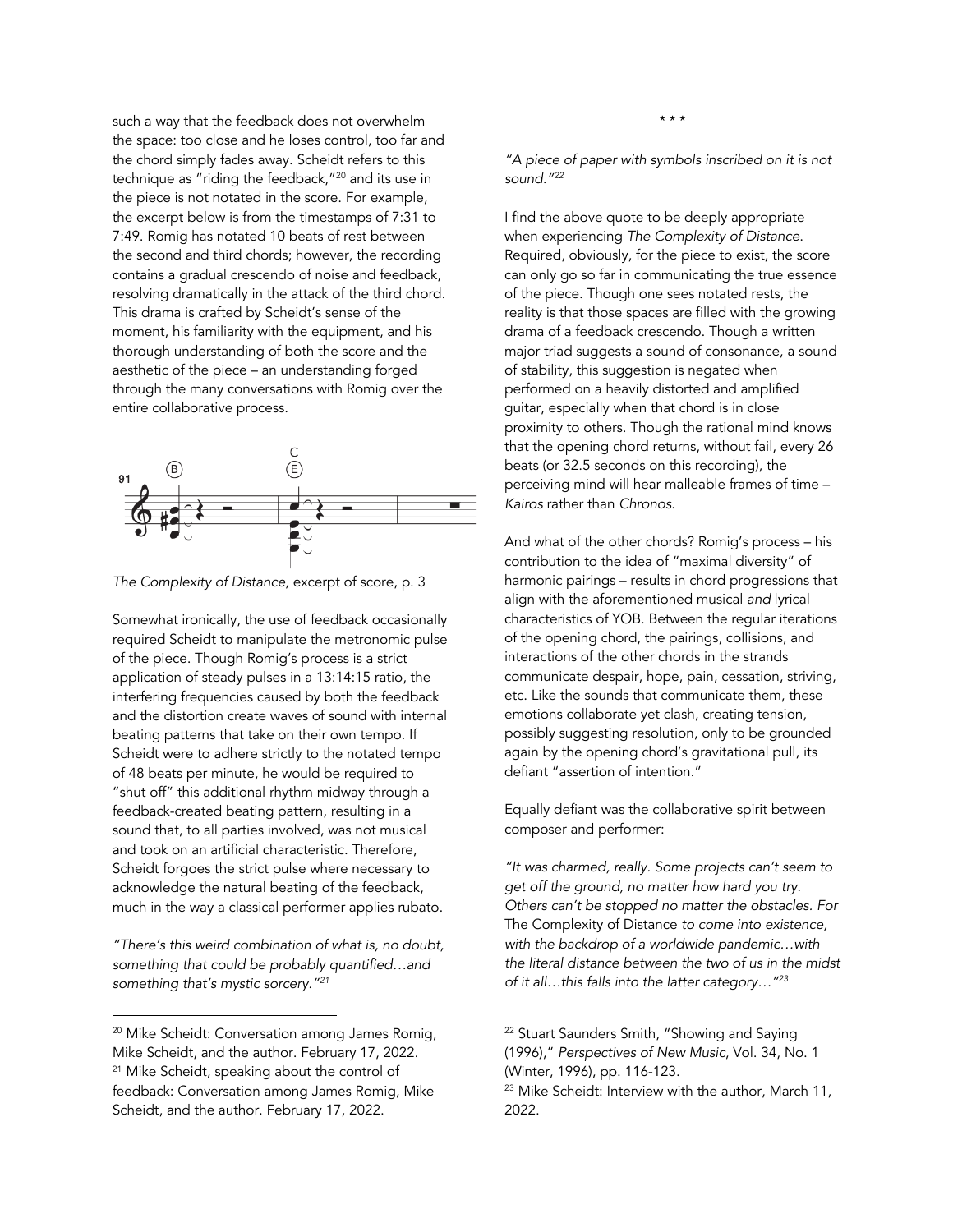such a way that the feedback does not overwhelm the space: too close and he loses control, too far and the chord simply fades away. Scheidt refers to this technique as "riding the feedback,"[20] and its use in the piece is not notated in the score. For example, the excerpt below is from the timestamps of 7:31 to 7:49. Romig has notated 10 beats of rest between the second and third chords; however, the recording contains a gradual crescendo of noise and feedback, resolving dramatically in the attack of the third chord. This drama is crafted by Scheidt's sense of the moment, his familiarity with the equipment, and his thorough understanding of both the score and the aesthetic of the piece – an understanding forged through the many conversations with Romig over the entire collaborative process.

*The Complexity of Distance*, excerpt of score, p. 3

Somewhat ironically, the use of feedback occasionally required Scheidt to manipulate the metronomic pulse of the piece. Though Romig's process is a strict application of steady pulses in a 13:14:15 ratio, the interfering frequencies caused by both the feedback and the distortion create waves of sound with internal beating patterns that take on their own tempo. If Scheidt were to adhere strictly to the notated tempo of 48 beats per minute, he would be required to "shut off" this additional rhythm midway through a feedback-created beating pattern, resulting in a sound that, to all parties involved, was not musical and took on an artificial characteristic. Therefore, Scheidt forgoes the strict pulse where necessary to acknowledge the natural beating of the feedback, much in the way a classical performer applies rubato.

*"There's this weird combination of what is, no doubt, something that could be probably quantified…and something that's mystic sorcery."*[21]

\* \* \*

*"A piece of paper with symbols inscribed on it is not sound."*[22]

I find the above quote to be deeply appropriate when experiencing *The Complexity of Distance*. Required, obviously, for the piece to exist, the score can only go so far in communicating the true essence of the piece. Though one sees notated rests, the reality is that those spaces are filled with the growing drama of a feedback crescendo. Though a written major triad suggests a sound of consonance, a sound of stability, this suggestion is negated when performed on a heavily distorted and amplified guitar, especially when that chord is in close proximity to others. Though the rational mind knows that the opening chord returns, without fail, every 26 beats (or 32.5 seconds on this recording), the perceiving mind will hear malleable frames of time – *Kairos* rather than *Chronos*.

And what of the other chords? Romig's process – his contribution to the idea of "maximal diversity" of harmonic pairings – results in chord progressions that align with the aforementioned musical *and* lyrical characteristics of YOB. Between the regular iterations of the opening chord, the pairings, collisions, and interactions of the other chords in the strands communicate despair, hope, pain, cessation, striving, etc. Like the sounds that communicate them, these emotions collaborate yet clash, creating tension, possibly suggesting resolution, only to be grounded again by the opening chord's gravitational pull, its defiant "assertion of intention."

Equally defiant was the collaborative spirit between composer and performer:

*"It was charmed, really. Some projects can't seem to get off the ground, no matter how hard you try. Others can't be stopped no matter the obstacles. For* The Complexity of Distance *to come into existence, with the backdrop of a worldwide pandemic…with the literal distance between the two of us in the midst of it all…this falls into the latter category…"*[23]

---

[20] Mike Scheidt: Conversation among James Romig, Mike Scheidt, and the author. February 17, 2022.

[21] Mike Scheidt, speaking about the control of feedback: Conversation among James Romig, Mike Scheidt, and the author. February 17, 2022.

[22] Stuart Saunders Smith, "Showing and Saying (1996)," *Perspectives of New Music*, Vol. 34, No. 1 (Winter, 1996), pp. 116-123.

[23] Mike Scheidt: Interview with the author, March 11, 2022.